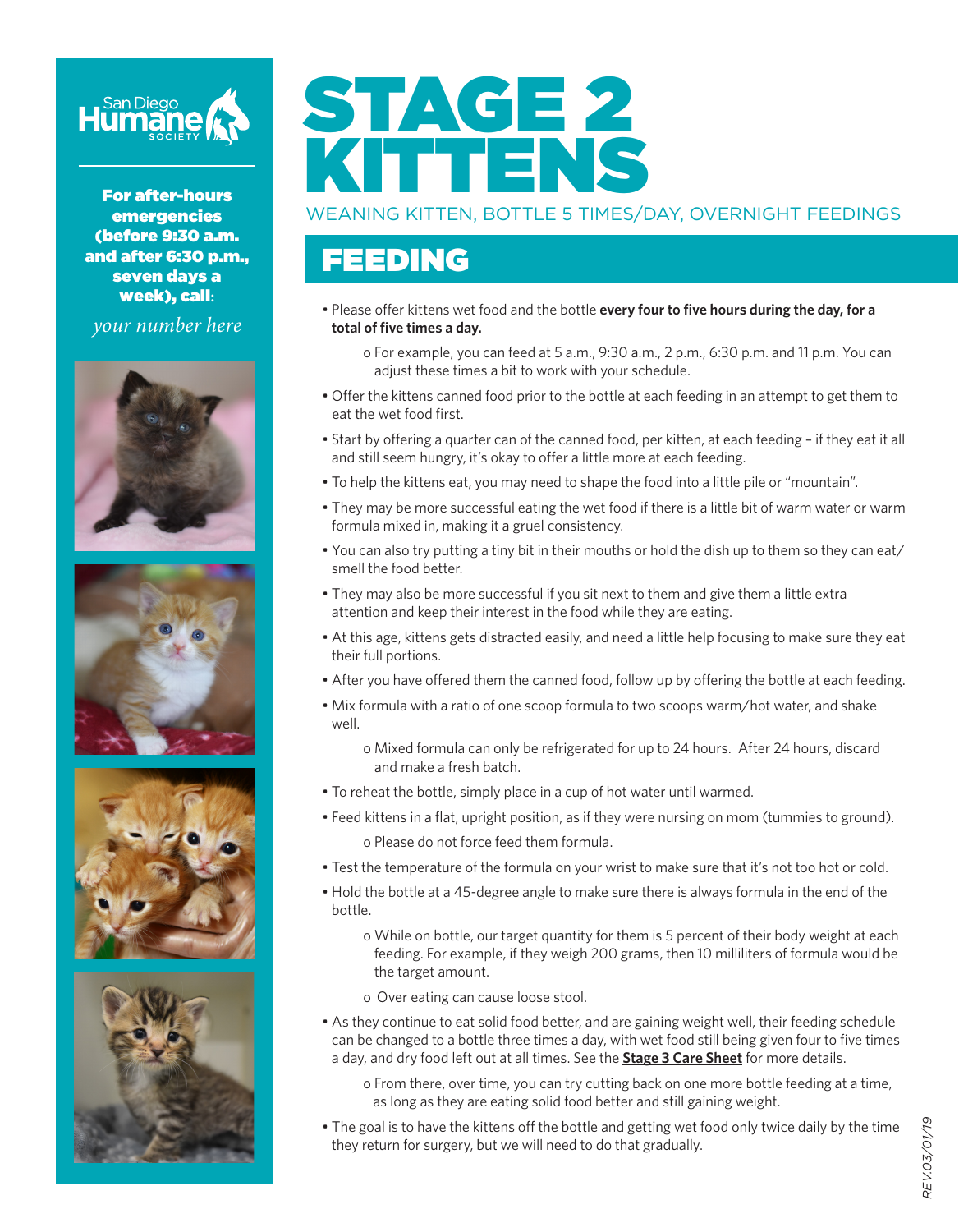San Diego Humane Society

**For after-hours emergencies (before 9:30 a.m. and after 6:30 p.m., seven days a week), call:**

*your number here*

# STAGE 2 KITTENS

WEANING KITTEN, BOTTLE 5 TIMES/DAY, OVERNIGHT FEEDINGS

## FEEDING

- Please offer kittens wet food and the bottle **every four to five hours during the day, for a total of five times a day.**
  - For example, you can feed at 5 a.m., 9:30 a.m., 2 p.m., 6:30 p.m. and 11 p.m. You can adjust these times a bit to work with your schedule.
- Offer the kittens canned food prior to the bottle at each feeding in an attempt to get them to eat the wet food first.
- Start by offering a quarter can of the canned food, per kitten, at each feeding – if they eat it all and still seem hungry, it's okay to offer a little more at each feeding.
- To help the kittens eat, you may need to shape the food into a little pile or "mountain".
- They may be more successful eating the wet food if there is a little bit of warm water or warm formula mixed in, making it a gruel consistency.
- You can also try putting a tiny bit in their mouths or hold the dish up to them so they can eat/smell the food better.
- They may also be more successful if you sit next to them and give them a little extra attention and keep their interest in the food while they are eating.
- At this age, kittens gets distracted easily, and need a little help focusing to make sure they eat their full portions.
- After you have offered them the canned food, follow up by offering the bottle at each feeding.
- Mix formula with a ratio of one scoop formula to two scoops warm/hot water, and shake well.
  - Mixed formula can only be refrigerated for up to 24 hours. After 24 hours, discard and make a fresh batch.
- To reheat the bottle, simply place in a cup of hot water until warmed.
- Feed kittens in a flat, upright position, as if they were nursing on mom (tummies to ground).
  - Please do not force feed them formula.
- Test the temperature of the formula on your wrist to make sure that it's not too hot or cold.
- Hold the bottle at a 45-degree angle to make sure there is always formula in the end of the bottle.
  - While on bottle, our target quantity for them is 5 percent of their body weight at each feeding. For example, if they weigh 200 grams, then 10 milliliters of formula would be the target amount.
  - Over eating can cause loose stool.
- As they continue to eat solid food better, and are gaining weight well, their feeding schedule can be changed to a bottle three times a day, with wet food still being given four to five times a day, and dry food left out at all times. See the **Stage 3 Care Sheet** for more details.
  - From there, over time, you can try cutting back on one more bottle feeding at a time, as long as they are eating solid food better and still gaining weight.
- The goal is to have the kittens off the bottle and getting wet food only twice daily by the time they return for surgery, but we will need to do that gradually.

REV.03/01/19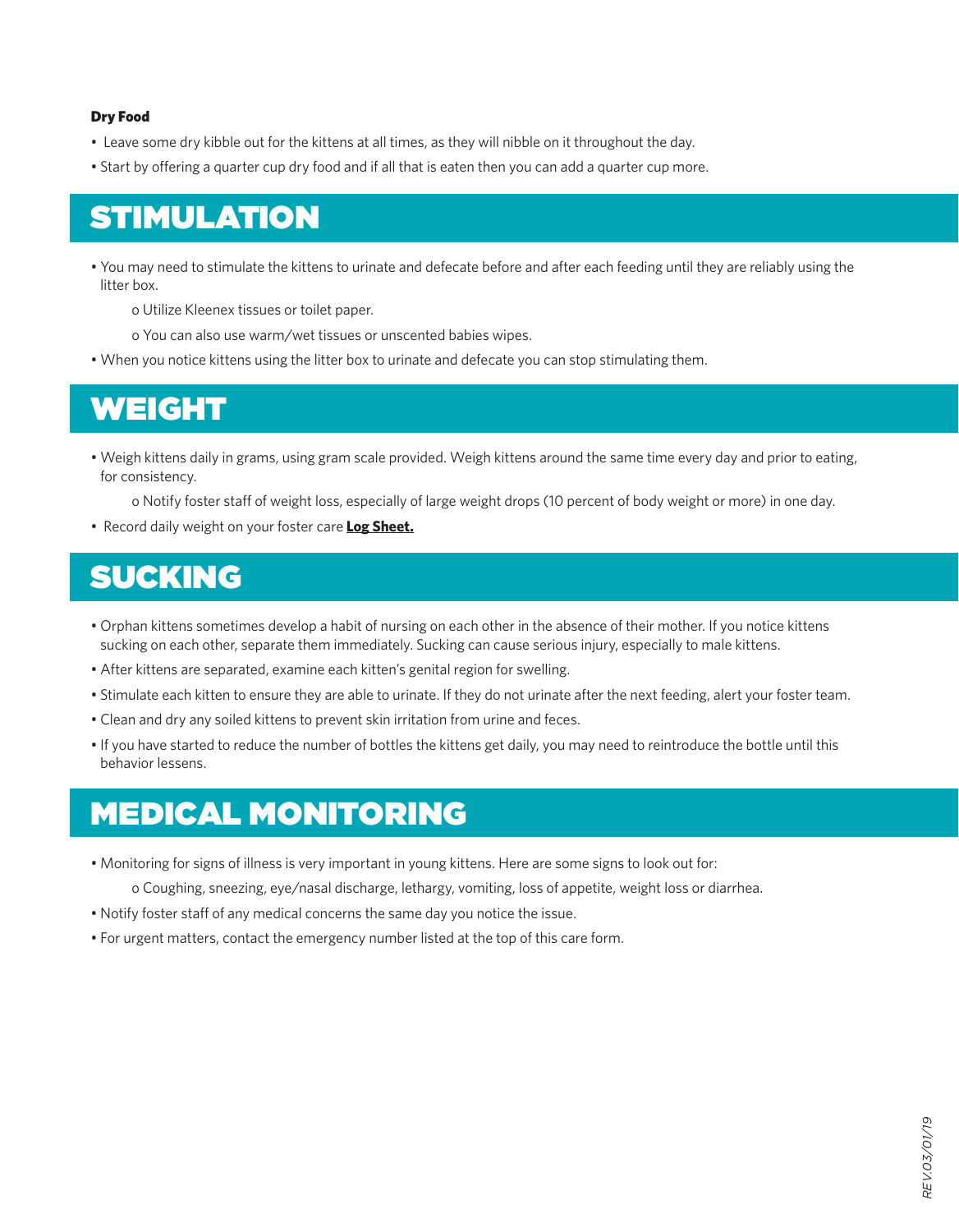**Dry Food**

- Leave some dry kibble out for the kittens at all times, as they will nibble on it throughout the day.
- Start by offering a quarter cup dry food and if all that is eaten then you can add a quarter cup more.

# STIMULATION

- You may need to stimulate the kittens to urinate and defecate before and after each feeding until they are reliably using the litter box.
    - o Utilize Kleenex tissues or toilet paper.
    - o You can also use warm/wet tissues or unscented babies wipes.
- When you notice kittens using the litter box to urinate and defecate you can stop stimulating them.

# WEIGHT

- Weigh kittens daily in grams, using gram scale provided. Weigh kittens around the same time every day and prior to eating, for consistency.
    - o Notify foster staff of weight loss, especially of large weight drops (10 percent of body weight or more) in one day.
- Record daily weight on your foster care **Log Sheet.**

# SUCKING

- Orphan kittens sometimes develop a habit of nursing on each other in the absence of their mother. If you notice kittens sucking on each other, separate them immediately. Sucking can cause serious injury, especially to male kittens.
- After kittens are separated, examine each kitten's genital region for swelling.
- Stimulate each kitten to ensure they are able to urinate. If they do not urinate after the next feeding, alert your foster team.
- Clean and dry any soiled kittens to prevent skin irritation from urine and feces.
- If you have started to reduce the number of bottles the kittens get daily, you may need to reintroduce the bottle until this behavior lessens.

# MEDICAL MONITORING

- Monitoring for signs of illness is very important in young kittens. Here are some signs to look out for:
    - o Coughing, sneezing, eye/nasal discharge, lethargy, vomiting, loss of appetite, weight loss or diarrhea.
- Notify foster staff of any medical concerns the same day you notice the issue.
- For urgent matters, contact the emergency number listed at the top of this care form.

*REV.03/01/19*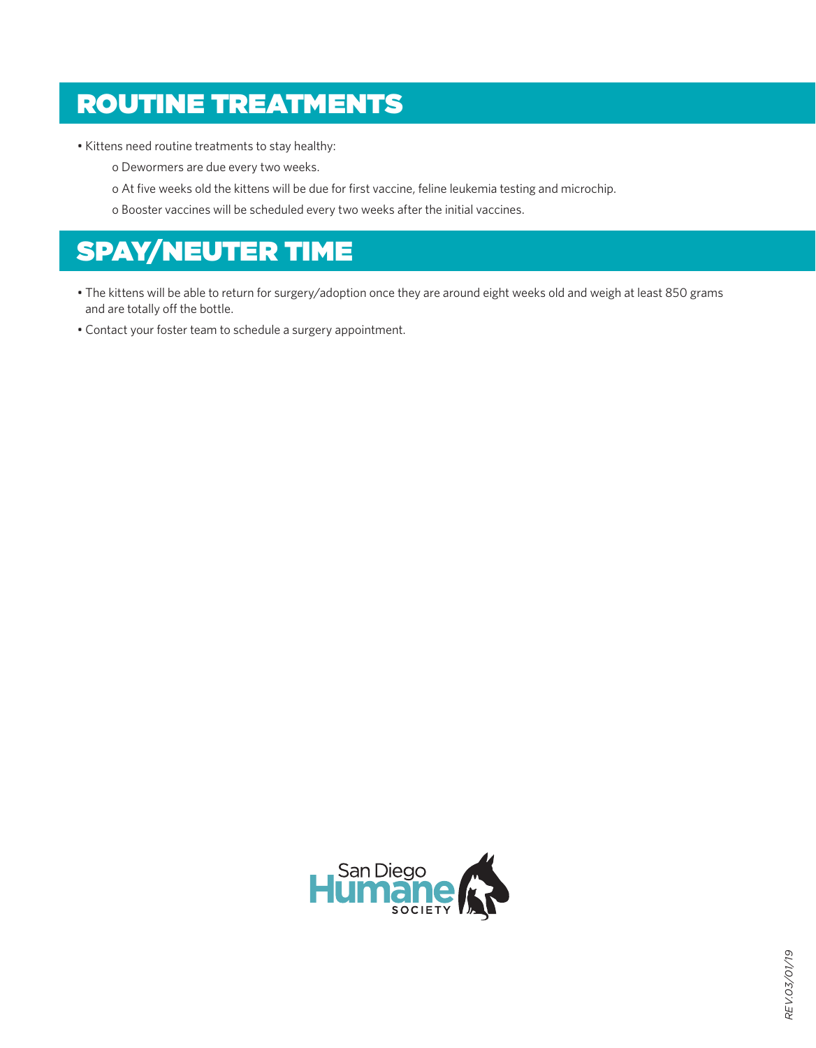## ROUTINE TREATMENTS

- Kittens need routine treatments to stay healthy:
  - Dewormers are due every two weeks.
  - At five weeks old the kittens will be due for first vaccine, feline leukemia testing and microchip.
  - Booster vaccines will be scheduled every two weeks after the initial vaccines.

## SPAY/NEUTER TIME

- The kittens will be able to return for surgery/adoption once they are around eight weeks old and weigh at least 850 grams and are totally off the bottle.
- Contact your foster team to schedule a surgery appointment.

San Diego Humane Society

REV.03/01/19